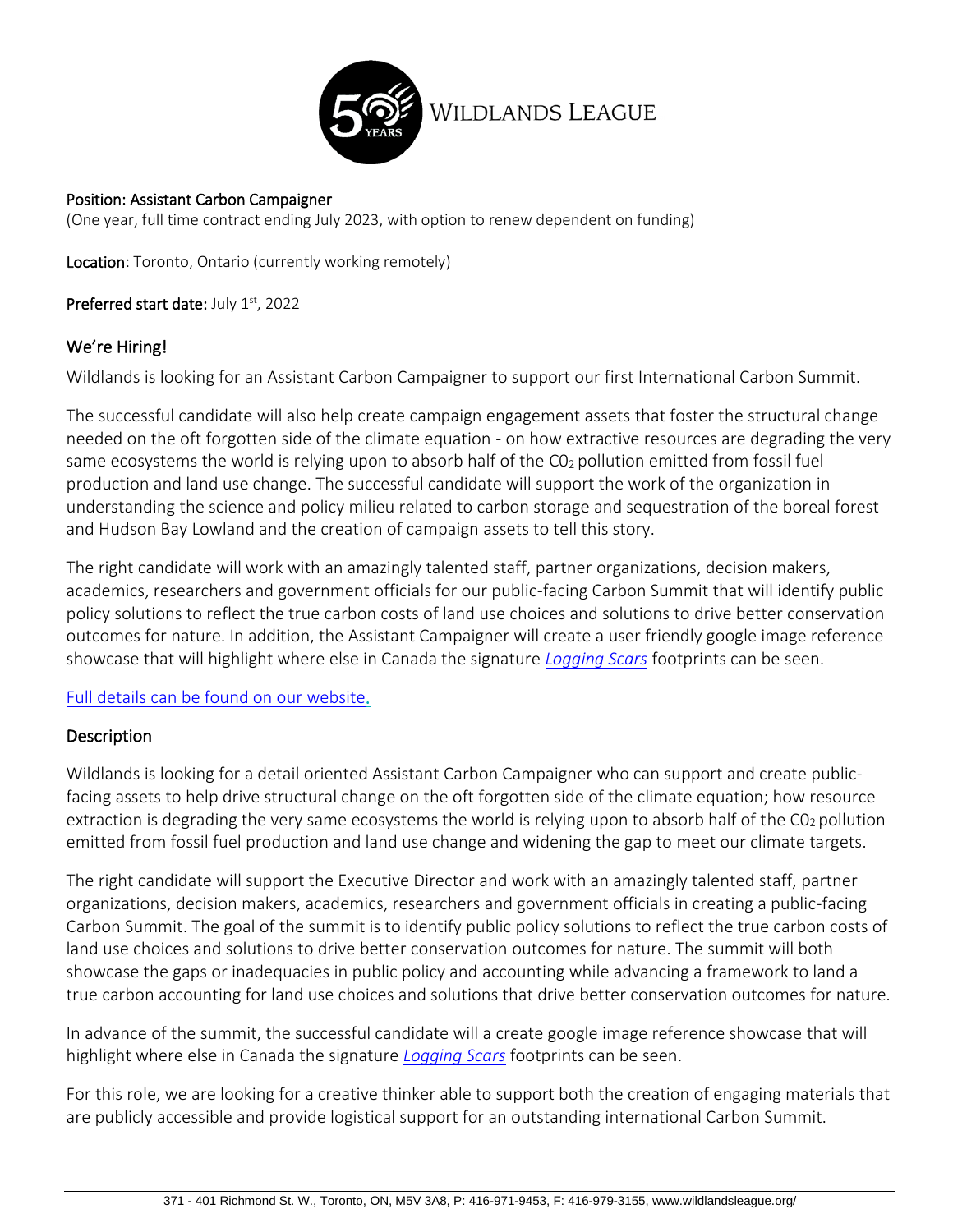WILDLANDS LEAGUE

**Position: Assistant Carbon Campaigner**
(One year, full time contract ending July 2023, with option to renew dependent on funding)

**Location**: Toronto, Ontario (currently working remotely)

**Preferred start date:** July 1st, 2022

## We're Hiring!

Wildlands is looking for an Assistant Carbon Campaigner to support our first International Carbon Summit.

The successful candidate will also help create campaign engagement assets that foster the structural change needed on the oft forgotten side of the climate equation - on how extractive resources are degrading the very same ecosystems the world is relying upon to absorb half of the $C0_2$ pollution emitted from fossil fuel production and land use change. The successful candidate will support the work of the organization in understanding the science and policy milieu related to carbon storage and sequestration of the boreal forest and Hudson Bay Lowland and the creation of campaign assets to tell this story.

The right candidate will work with an amazingly talented staff, partner organizations, decision makers, academics, researchers and government officials for our public-facing Carbon Summit that will identify public policy solutions to reflect the true carbon costs of land use choices and solutions to drive better conservation outcomes for nature. In addition, the Assistant Campaigner will create a user friendly google image reference showcase that will highlight where else in Canada the signature *Logging Scars* footprints can be seen.

Full details can be found on our website.

## Description

Wildlands is looking for a detail oriented Assistant Carbon Campaigner who can support and create public-facing assets to help drive structural change on the oft forgotten side of the climate equation; how resource extraction is degrading the very same ecosystems the world is relying upon to absorb half of the $C0_2$ pollution emitted from fossil fuel production and land use change and widening the gap to meet our climate targets.

The right candidate will support the Executive Director and work with an amazingly talented staff, partner organizations, decision makers, academics, researchers and government officials in creating a public-facing Carbon Summit. The goal of the summit is to identify public policy solutions to reflect the true carbon costs of land use choices and solutions to drive better conservation outcomes for nature. The summit will both showcase the gaps or inadequacies in public policy and accounting while advancing a framework to land a true carbon accounting for land use choices and solutions that drive better conservation outcomes for nature.

In advance of the summit, the successful candidate will a create google image reference showcase that will highlight where else in Canada the signature *Logging Scars* footprints can be seen.

For this role, we are looking for a creative thinker able to support both the creation of engaging materials that are publicly accessible and provide logistical support for an outstanding international Carbon Summit.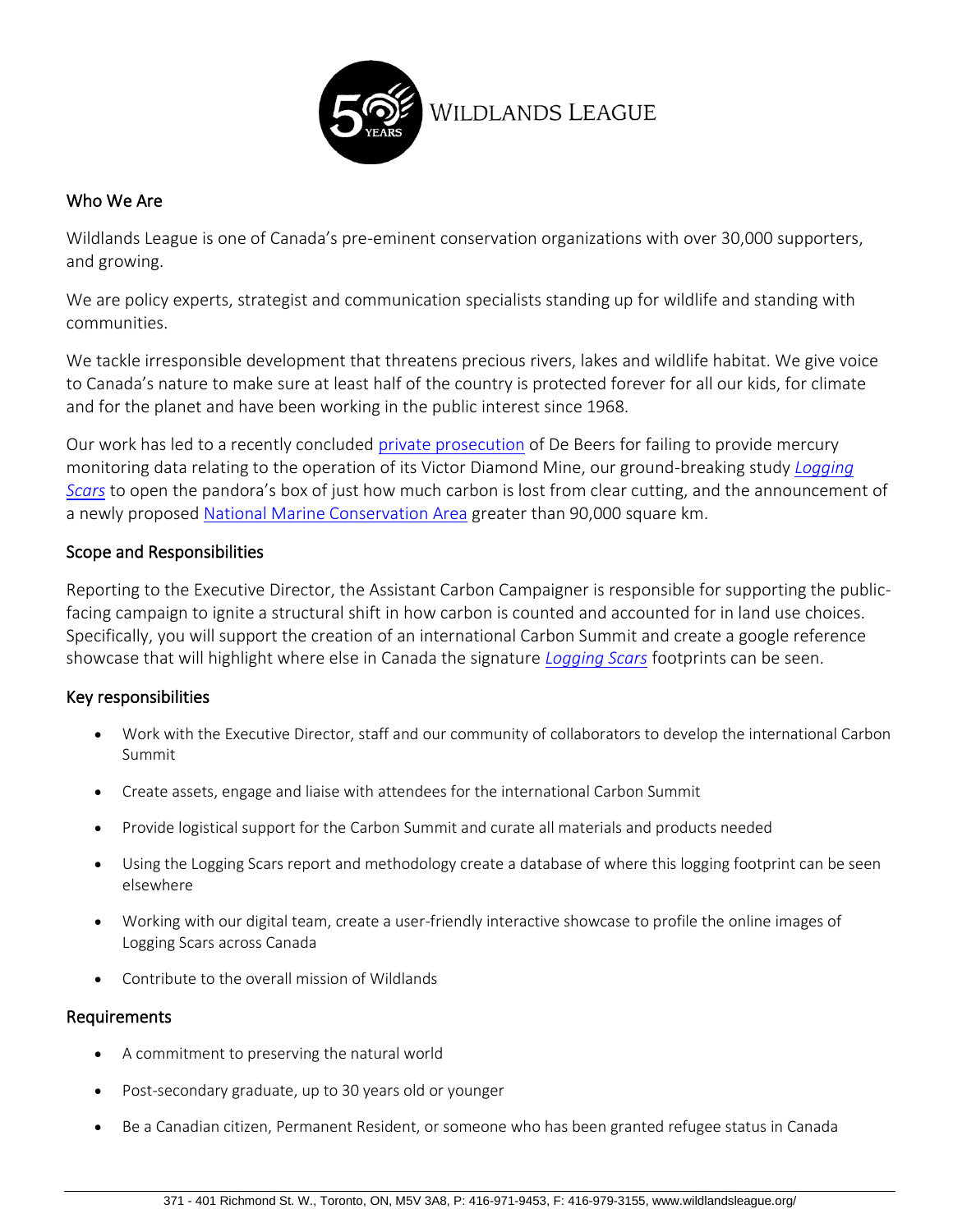WILDLANDS LEAGUE

## Who We Are

Wildlands League is one of Canada's pre-eminent conservation organizations with over 30,000 supporters, and growing.

We are policy experts, strategist and communication specialists standing up for wildlife and standing with communities.

We tackle irresponsible development that threatens precious rivers, lakes and wildlife habitat. We give voice to Canada's nature to make sure at least half of the country is protected forever for all our kids, for climate and for the planet and have been working in the public interest since 1968.

Our work has led to a recently concluded private prosecution of De Beers for failing to provide mercury monitoring data relating to the operation of its Victor Diamond Mine, our ground-breaking study *Logging Scars* to open the pandora's box of just how much carbon is lost from clear cutting, and the announcement of a newly proposed National Marine Conservation Area greater than 90,000 square km.

## Scope and Responsibilities

Reporting to the Executive Director, the Assistant Carbon Campaigner is responsible for supporting the public-facing campaign to ignite a structural shift in how carbon is counted and accounted for in land use choices. Specifically, you will support the creation of an international Carbon Summit and create a google reference showcase that will highlight where else in Canada the signature *Logging Scars* footprints can be seen.

## Key responsibilities

- Work with the Executive Director, staff and our community of collaborators to develop the international Carbon Summit
- Create assets, engage and liaise with attendees for the international Carbon Summit
- Provide logistical support for the Carbon Summit and curate all materials and products needed
- Using the Logging Scars report and methodology create a database of where this logging footprint can be seen elsewhere
- Working with our digital team, create a user-friendly interactive showcase to profile the online images of Logging Scars across Canada
- Contribute to the overall mission of Wildlands

## Requirements

- A commitment to preserving the natural world
- Post-secondary graduate, up to 30 years old or younger
- Be a Canadian citizen, Permanent Resident, or someone who has been granted refugee status in Canada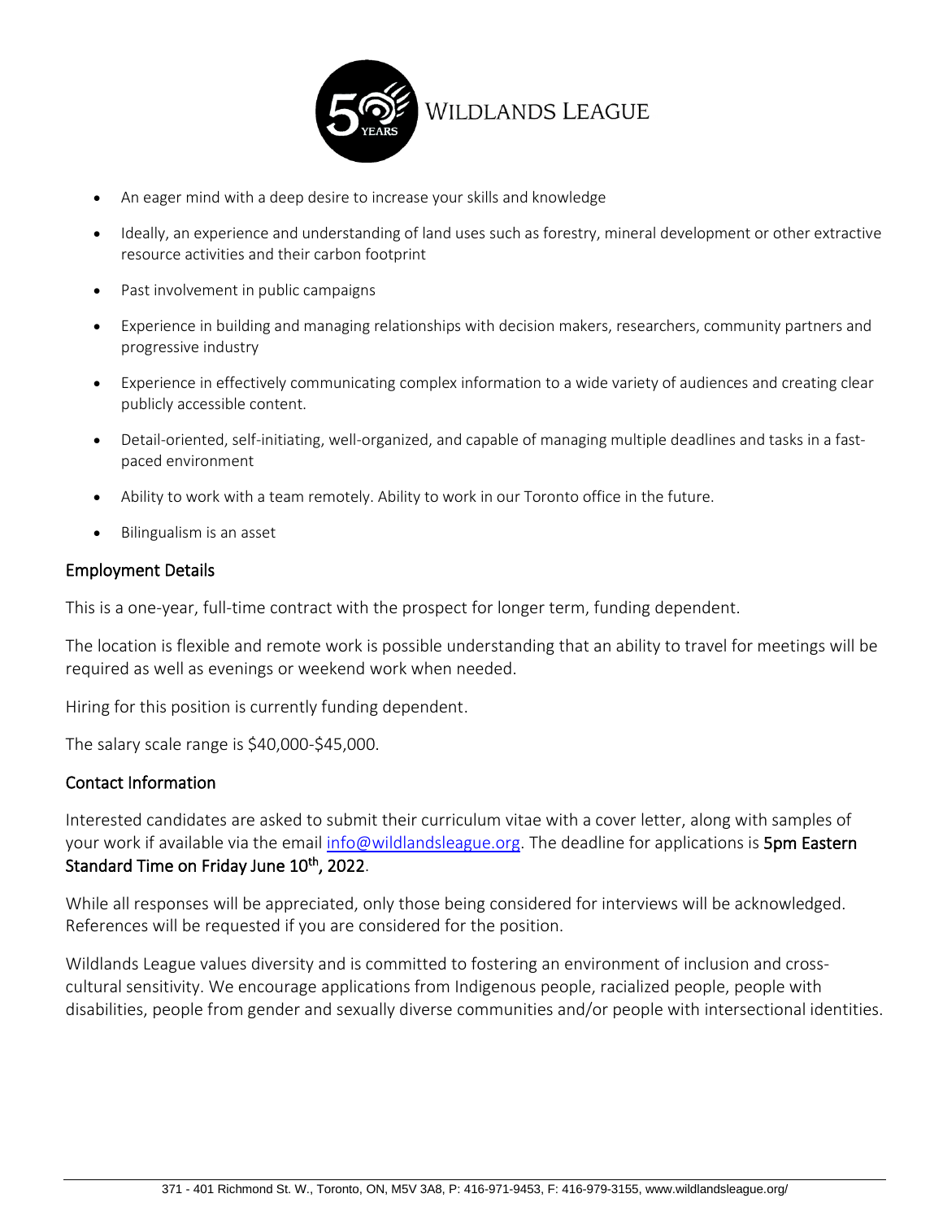- An eager mind with a deep desire to increase your skills and knowledge
- Ideally, an experience and understanding of land uses such as forestry, mineral development or other extractive resource activities and their carbon footprint
- Past involvement in public campaigns
- Experience in building and managing relationships with decision makers, researchers, community partners and progressive industry
- Experience in effectively communicating complex information to a wide variety of audiences and creating clear publicly accessible content.
- Detail-oriented, self-initiating, well-organized, and capable of managing multiple deadlines and tasks in a fast-paced environment
- Ability to work with a team remotely. Ability to work in our Toronto office in the future.
- Bilingualism is an asset

## Employment Details

This is a one-year, full-time contract with the prospect for longer term, funding dependent.

The location is flexible and remote work is possible understanding that an ability to travel for meetings will be required as well as evenings or weekend work when needed.

Hiring for this position is currently funding dependent.

The salary scale range is $40,000-$45,000.

## Contact Information

Interested candidates are asked to submit their curriculum vitae with a cover letter, along with samples of your work if available via the email info@wildlandsleague.org. The deadline for applications is **5pm Eastern Standard Time on Friday June 10th, 2022**.

While all responses will be appreciated, only those being considered for interviews will be acknowledged. References will be requested if you are considered for the position.

Wildlands League values diversity and is committed to fostering an environment of inclusion and cross-cultural sensitivity. We encourage applications from Indigenous people, racialized people, people with disabilities, people from gender and sexually diverse communities and/or people with intersectional identities.